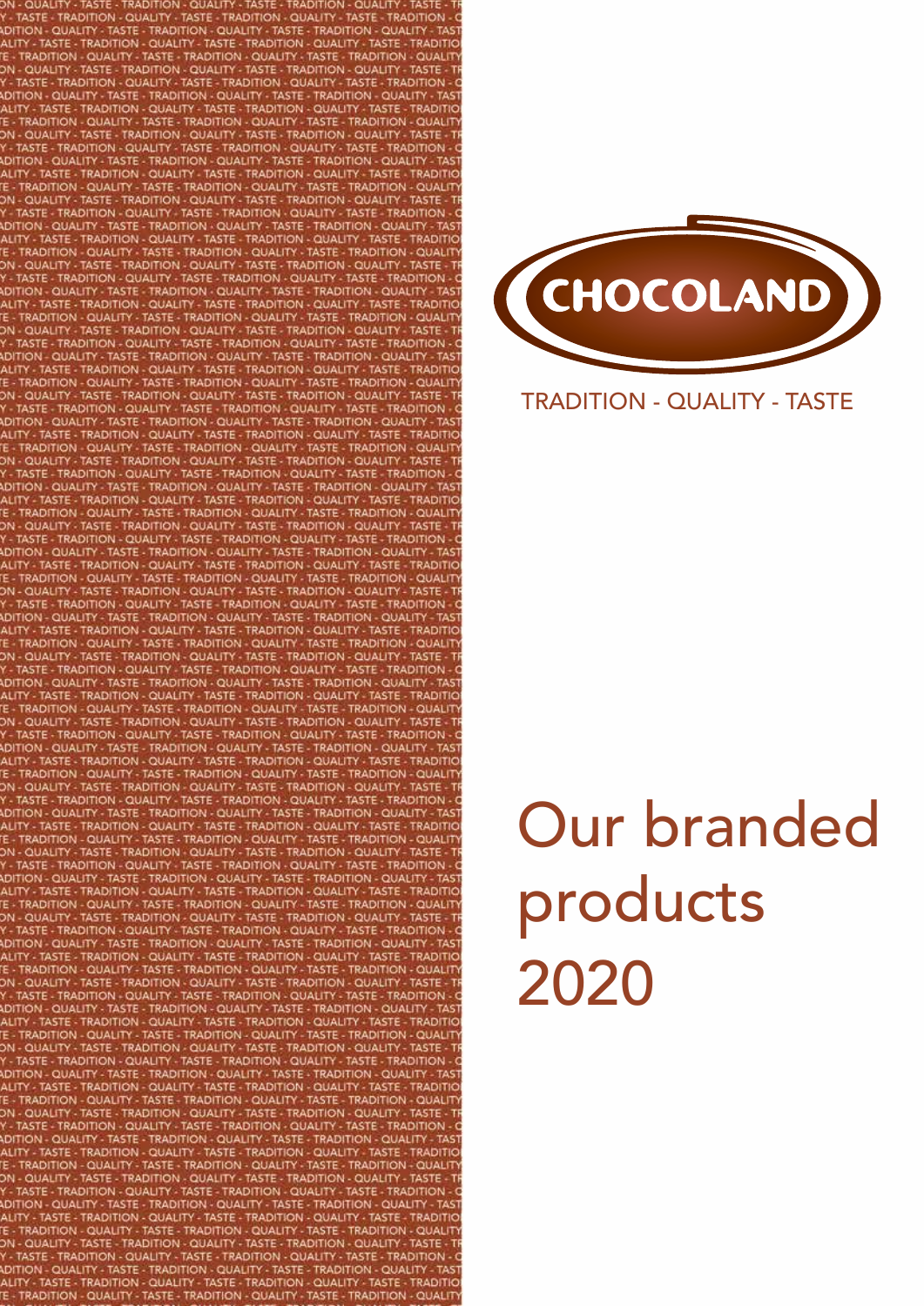CHOCOLAND

TRADITION - QUALITY - TASTE

# Our branded products 2020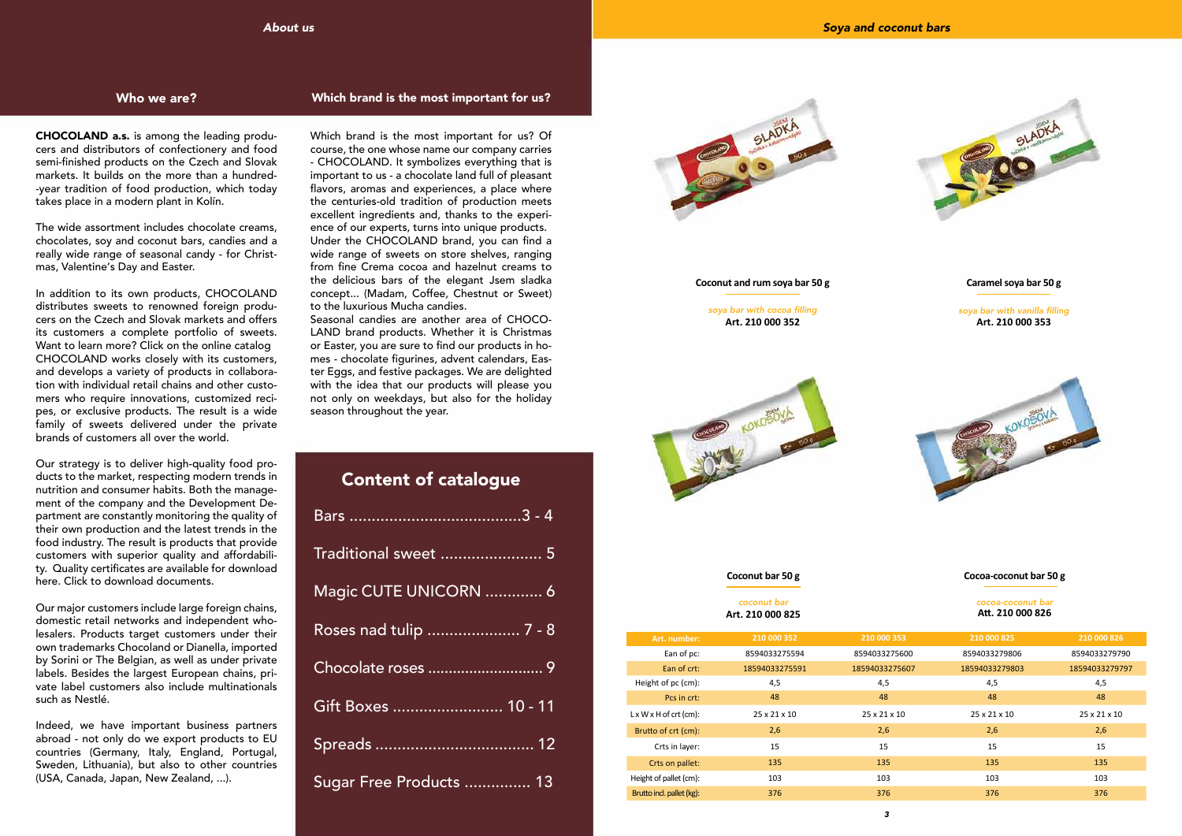## About us

### Who we are?

**CHOCOLAND a.s.** is among the leading producers and distributors of confectionery and food semi-finished products on the Czech and Slovak markets. It builds on the more than a hundred-year tradition of food production, which today takes place in a modern plant in Kolín.

The wide assortment includes chocolate creams, chocolates, soy and coconut bars, candies and a really wide range of seasonal candy - for Christmas, Valentine's Day and Easter.

In addition to its own products, CHOCOLAND distributes sweets to renowned foreign producers on the Czech and Slovak markets and offers its customers a complete portfolio of sweets. Want to learn more? Click on the online catalog
CHOCOLAND works closely with its customers, and develops a variety of products in collaboration with individual retail chains and other customers who require innovations, customized recipes, or exclusive products. The result is a wide family of sweets delivered under the private brands of customers all over the world.

Our strategy is to deliver high-quality food products to the market, respecting modern trends in nutrition and consumer habits. Both the management of the company and the Development Department are constantly monitoring the quality of their own production and the latest trends in the food industry. The result is products that provide customers with superior quality and affordability. Quality certificates are available for download here. Click to download documents.

Our major customers include large foreign chains, domestic retail networks and independent wholesalers. Products target customers under their own trademarks Chocoland or Dianella, imported by Sorini or The Belgian, as well as under private labels. Besides the largest European chains, private label customers also include multinationals such as Nestlé.

Indeed, we have important business partners abroad - not only do we export products to EU countries (Germany, Italy, England, Portugal, Sweden, Lithuania), but also to other countries (USA, Canada, Japan, New Zealand, ...).

### Which brand is the most important for us?

Which brand is the most important for us? Of course, the one whose name our company carries - CHOCOLAND. It symbolizes everything that is important to us - a chocolate land full of pleasant flavors, aromas and experiences, a place where the centuries-old tradition of production meets excellent ingredients and, thanks to the experience of our experts, turns into unique products. Under the CHOCOLAND brand, you can find a wide range of sweets on store shelves, ranging from fine Crema cocoa and hazelnut creams to the delicious bars of the elegant Jsem sladka concept... (Madam, Coffee, Chestnut or Sweet) to the luxurious Mucha candies.
Seasonal candies are another area of CHOCOLAND brand products. Whether it is Christmas or Easter, you are sure to find our products in homes - chocolate figurines, advent calendars, Easter Eggs, and festive packages. We are delighted with the idea that our products will please you not only on weekdays, but also for the holiday season throughout the year.

## Content of catalogue

- Bars ....................................... 3 - 4
- Traditional sweet ....................... 5
- Magic CUTE UNICORN ............. 6
- Roses nad tulip ...................... 7 - 8
- Chocolate roses ............................ 9
- Gift Boxes ......................... 10 - 11
- Spreads .................................... 12
- Sugar Free Products ............... 13

## Soya and coconut bars

**Coconut and rum soya bar 50 g**

*soya bar with cocoa filling*
**Art. 210 000 352**

**Caramel soya bar 50 g**

*soya bar with vanilla filling*
**Art. 210 000 353**

**Coconut bar 50 g**

*coconut bar*
**Art. 210 000 825**

**Cocoa-coconut bar 50 g**

*cocoa-coconut bar*
**Att. 210 000 826**

| Art. number: | 210 000 352 | 210 000 353 | 210 000 825 | 210 000 826 |
|---|---|---|---|---|
| Ean of pc: | 8594033275594 | 8594033275600 | 8594033279806 | 8594033279790 |
| Ean of crt: | 18594033275591 | 18594033275607 | 18594033279803 | 18594033279797 |
| Height of pc (cm): | 4,5 | 4,5 | 4,5 | 4,5 |
| Pcs in crt: | 48 | 48 | 48 | 48 |
| L x W x H of crt (cm): | 25 x 21 x 10 | 25 x 21 x 10 | 25 x 21 x 10 | 25 x 21 x 10 |
| Brutto of crt (cm): | 2,6 | 2,6 | 2,6 | 2,6 |
| Crts in layer: | 15 | 15 | 15 | 15 |
| Crts on pallet: | 135 | 135 | 135 | 135 |
| Height of pallet (cm): | 103 | 103 | 103 | 103 |
| Brutto incl. pallet (kg): | 376 | 376 | 376 | 376 |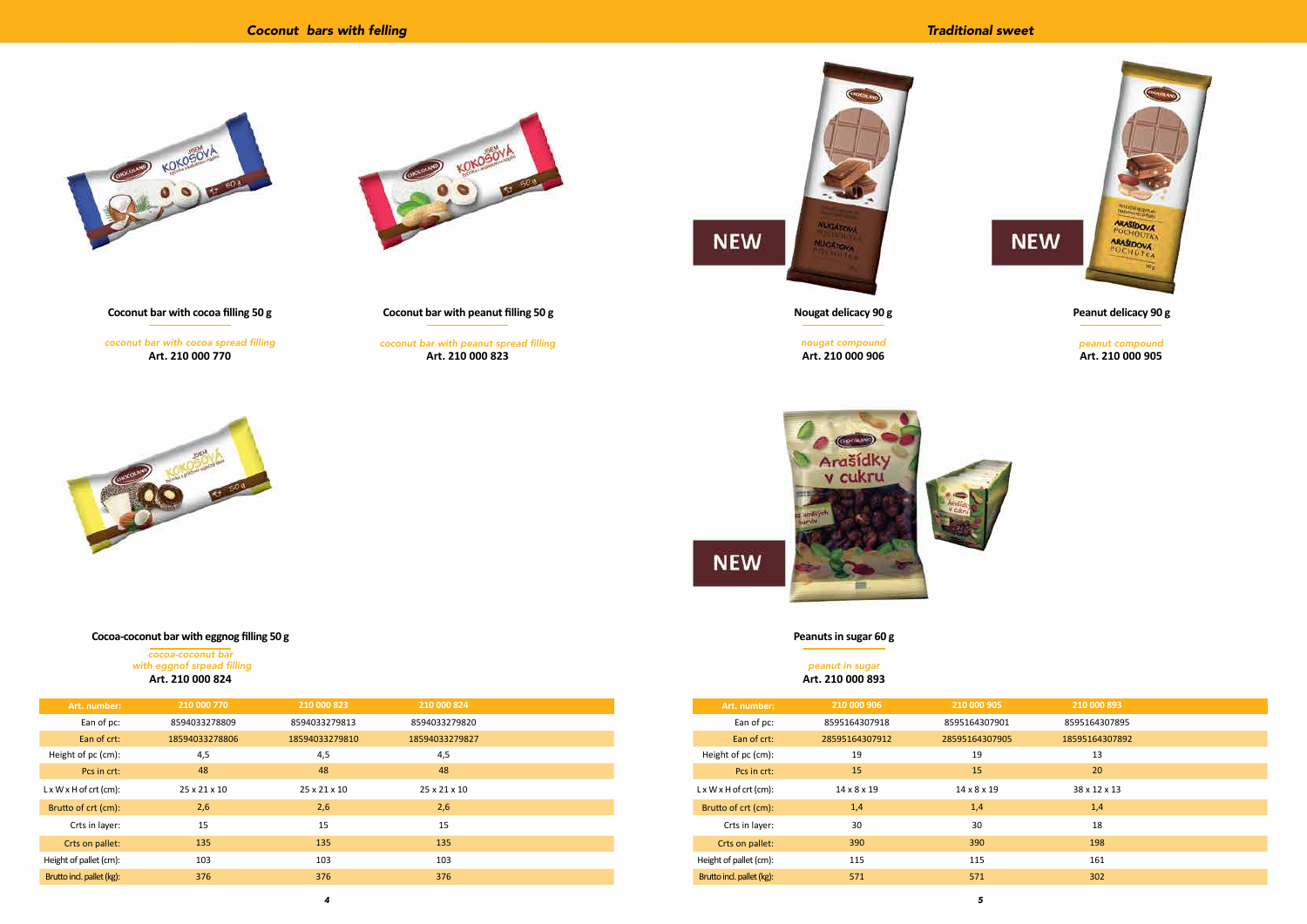## Coconut bars with felling

**Coconut bar with cocoa filling 50 g**

*coconut bar with cocoa spread filling*
**Art. 210 000 770**

**Coconut bar with peanut filling 50 g**

*coconut bar with peanut spread filling*
**Art. 210 000 823**

**Cocoa-coconut bar with eggnog filling 50 g**

*cocoa-coconut bar with eggnof srpead filling*
**Art. 210 000 824**

| Art. number: | 210 000 770 | 210 000 823 | 210 000 824 |
|---|---|---|---|
| Ean of pc: | 8594033278809 | 8594033279813 | 8594033279820 |
| Ean of crt: | 18594033278806 | 18594033279810 | 18594033279827 |
| Height of pc (cm): | 4,5 | 4,5 | 4,5 |
| Pcs in crt: | 48 | 48 | 48 |
| L x W x H of crt (cm): | 25 x 21 x 10 | 25 x 21 x 10 | 25 x 21 x 10 |
| Brutto of crt (cm): | 2,6 | 2,6 | 2,6 |
| Crts in layer: | 15 | 15 | 15 |
| Crts on pallet: | 135 | 135 | 135 |
| Height of pallet (cm): | 103 | 103 | 103 |
| Brutto incl. pallet (kg): | 376 | 376 | 376 |

## Traditional sweet

NEW

**Nougat delicacy 90 g**

*nougat compound*
**Art. 210 000 906**

NEW

**Peanut delicacy 90 g**

*peanut compound*
**Art. 210 000 905**

NEW

**Peanuts in sugar 60 g**

*peanut in sugar*
**Art. 210 000 893**

| Art. number: | 210 000 906 | 210 000 905 | 210 000 893 |
|---|---|---|---|
| Ean of pc: | 8595164307918 | 8595164307901 | 8595164307895 |
| Ean of crt: | 28595164307912 | 28595164307905 | 18595164307892 |
| Height of pc (cm): | 19 | 19 | 13 |
| Pcs in crt: | 15 | 15 | 20 |
| L x W x H of crt (cm): | 14 x 8 x 19 | 14 x 8 x 19 | 38 x 12 x 13 |
| Brutto of crt (cm): | 1,4 | 1,4 | 1,4 |
| Crts in layer: | 30 | 30 | 18 |
| Crts on pallet: | 390 | 390 | 198 |
| Height of pallet (cm): | 115 | 115 | 161 |
| Brutto incl. pallet (kg): | 571 | 571 | 302 |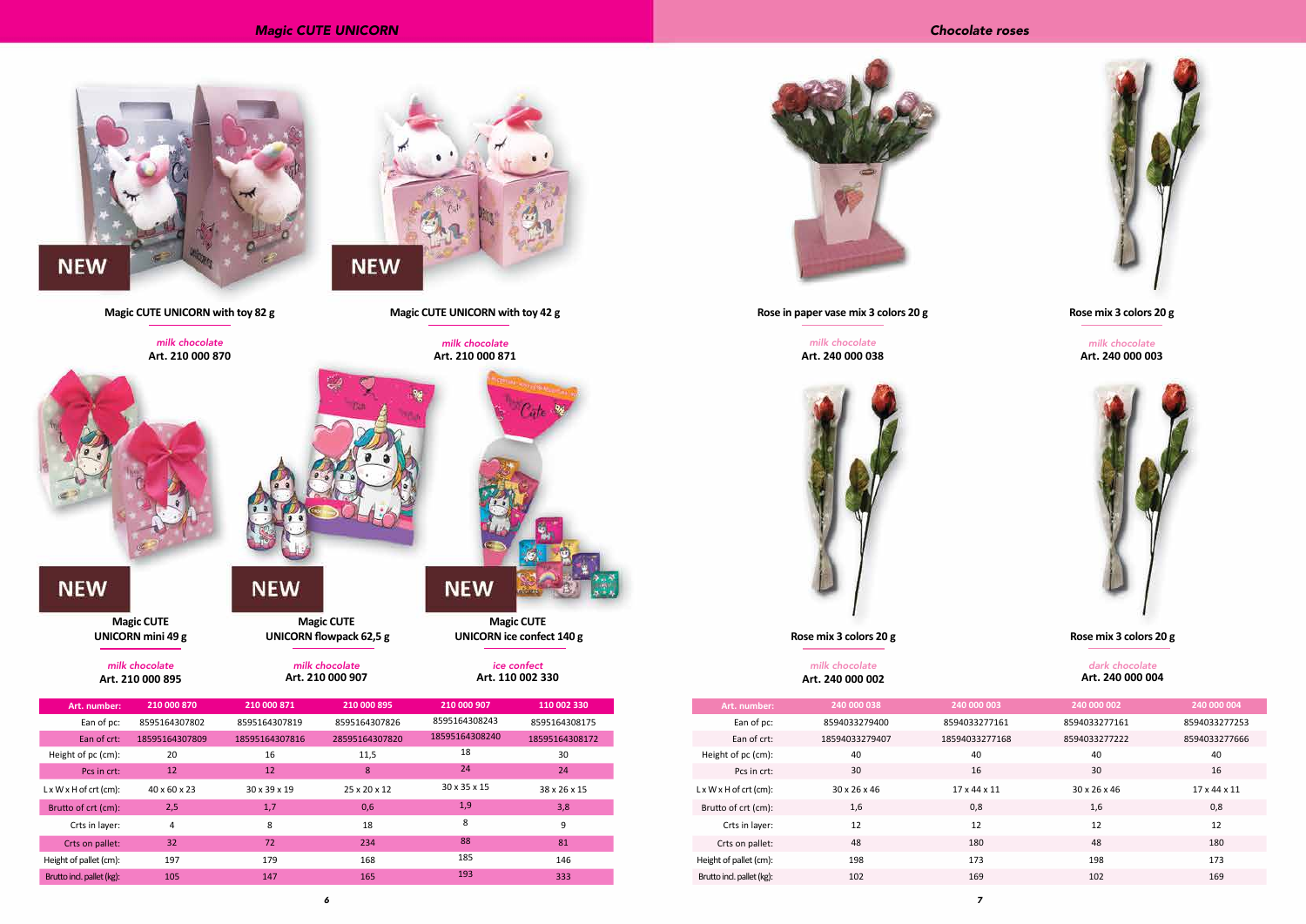## Magic CUTE UNICORN

NEW

**Magic CUTE UNICORN with toy 82 g**

*milk chocolate*
**Art. 210 000 870**

NEW

**Magic CUTE UNICORN with toy 42 g**

*milk chocolate*
**Art. 210 000 871**

NEW

**Magic CUTE UNICORN mini 49 g**

*milk chocolate*
**Art. 210 000 895**

NEW

**Magic CUTE UNICORN flowpack 62,5 g**

*milk chocolate*
**Art. 210 000 907**

NEW

**Magic CUTE UNICORN ice confect 140 g**

*ice confect*
**Art. 110 002 330**

| Art. number: | 210 000 870 | 210 000 871 | 210 000 895 | 210 000 907 | 110 002 330 |
|---|---|---|---|---|---|
| Ean of pc: | 8595164307802 | 8595164307819 | 8595164307826 | 8595164308243 | 8595164308175 |
| Ean of crt: | 18595164307809 | 18595164307816 | 28595164307820 | 18595164308240 | 18595164308172 |
| Height of pc (cm): | 20 | 16 | 11,5 | 18 | 30 |
| Pcs in crt: | 12 | 12 | 8 | 24 | 24 |
| L x W x H of crt (cm): | 40 x 60 x 23 | 30 x 39 x 19 | 25 x 20 x 12 | 30 x 35 x 15 | 38 x 26 x 15 |
| Brutto of crt (cm): | 2,5 | 1,7 | 0,6 | 1,9 | 3,8 |
| Crts in layer: | 4 | 8 | 18 | 8 | 9 |
| Crts on pallet: | 32 | 72 | 234 | 88 | 81 |
| Height of pallet (cm): | 197 | 179 | 168 | 185 | 146 |
| Brutto incl. pallet (kg): | 105 | 147 | 165 | 193 | 333 |

## Chocolate roses

**Rose in paper vase mix 3 colors 20 g**

*milk chocolate*
**Art. 240 000 038**

**Rose mix 3 colors 20 g**

*milk chocolate*
**Art. 240 000 003**

**Rose mix 3 colors 20 g**

*milk chocolate*
**Art. 240 000 002**

**Rose mix 3 colors 20 g**

*dark chocolate*
**Art. 240 000 004**

| Art. number: | 240 000 038 | 240 000 003 | 240 000 002 | 240 000 004 |
|---|---|---|---|---|
| Ean of pc: | 8594033279400 | 8594033277161 | 8594033277161 | 8594033277253 |
| Ean of crt: | 18594033279407 | 18594033277168 | 8594033277222 | 8594033277666 |
| Height of pc (cm): | 40 | 40 | 40 | 40 |
| Pcs in crt: | 30 | 16 | 30 | 16 |
| L x W x H of crt (cm): | 30 x 26 x 46 | 17 x 44 x 11 | 30 x 26 x 46 | 17 x 44 x 11 |
| Brutto of crt (cm): | 1,6 | 0,8 | 1,6 | 0,8 |
| Crts in layer: | 12 | 12 | 12 | 12 |
| Crts on pallet: | 48 | 180 | 48 | 180 |
| Height of pallet (cm): | 198 | 173 | 198 | 173 |
| Brutto incl. pallet (kg): | 102 | 169 | 102 | 169 |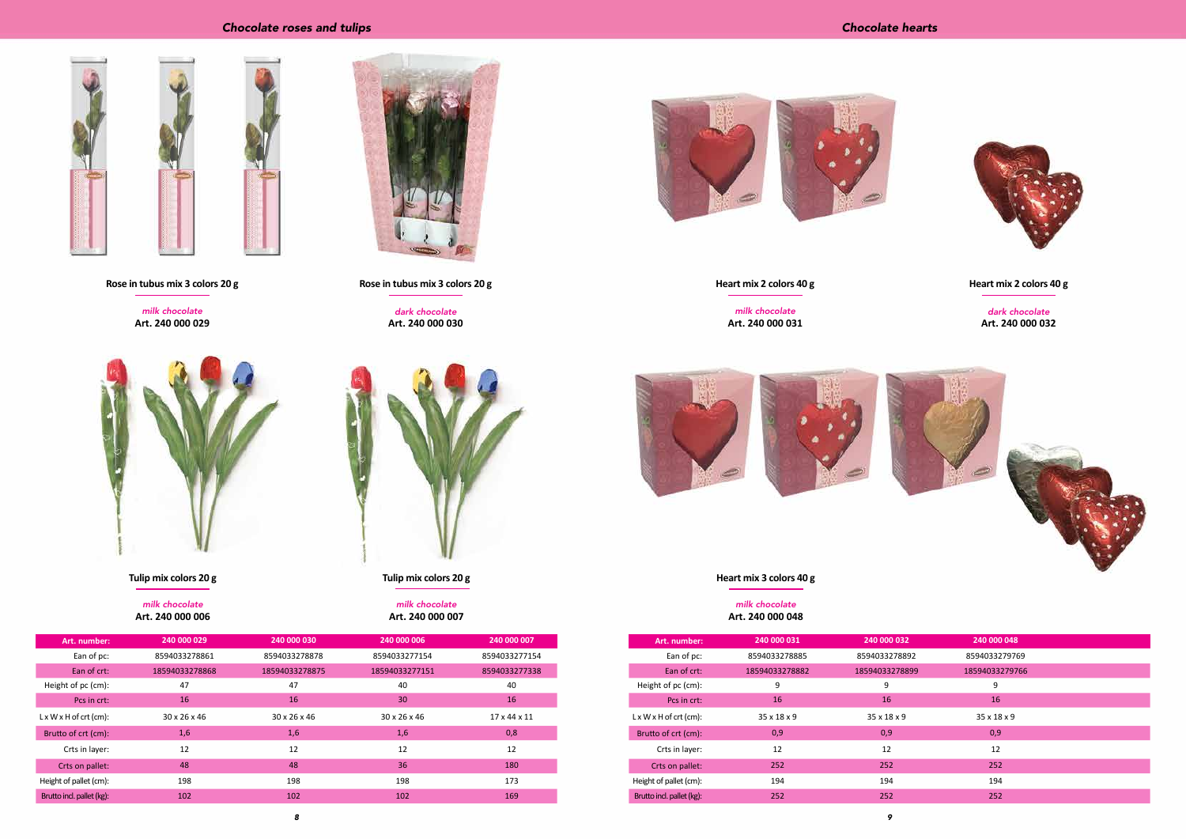## Chocolate roses and tulips

**Rose in tubus mix 3 colors 20 g**

*milk chocolate*
**Art. 240 000 029**

**Rose in tubus mix 3 colors 20 g**

*dark chocolate*
**Art. 240 000 030**

**Tulip mix colors 20 g**

*milk chocolate*
**Art. 240 000 006**

**Tulip mix colors 20 g**

*milk chocolate*
**Art. 240 000 007**

| Art. number: | 240 000 029 | 240 000 030 | 240 000 006 | 240 000 007 |
|---|---|---|---|---|
| Ean of pc: | 8594033278861 | 8594033278878 | 8594033277154 | 8594033277154 |
| Ean of crt: | 18594033278868 | 18594033278875 | 18594033277151 | 8594033277338 |
| Height of pc (cm): | 47 | 47 | 40 | 40 |
| Pcs in crt: | 16 | 16 | 30 | 16 |
| L x W x H of crt (cm): | 30 x 26 x 46 | 30 x 26 x 46 | 30 x 26 x 46 | 17 x 44 x 11 |
| Brutto of crt (cm): | 1,6 | 1,6 | 1,6 | 0,8 |
| Crts in layer: | 12 | 12 | 12 | 12 |
| Crts on pallet: | 48 | 48 | 36 | 180 |
| Height of pallet (cm): | 198 | 198 | 198 | 173 |
| Brutto incl. pallet (kg): | 102 | 102 | 102 | 169 |

## Chocolate hearts

**Heart mix 2 colors 40 g**

*milk chocolate*
**Art. 240 000 031**

**Heart mix 2 colors 40 g**

*dark chocolate*
**Art. 240 000 032**

**Heart mix 3 colors 40 g**

*milk chocolate*
**Art. 240 000 048**

| Art. number: | 240 000 031 | 240 000 032 | 240 000 048 |
|---|---|---|---|
| Ean of pc: | 8594033278885 | 8594033278892 | 8594033279769 |
| Ean of crt: | 18594033278882 | 18594033278899 | 18594033279766 |
| Height of pc (cm): | 9 | 9 | 9 |
| Pcs in crt: | 16 | 16 | 16 |
| L x W x H of crt (cm): | 35 x 18 x 9 | 35 x 18 x 9 | 35 x 18 x 9 |
| Brutto of crt (cm): | 0,9 | 0,9 | 0,9 |
| Crts in layer: | 12 | 12 | 12 |
| Crts on pallet: | 252 | 252 | 252 |
| Height of pallet (cm): | 194 | 194 | 194 |
| Brutto incl. pallet (kg): | 252 | 252 | 252 |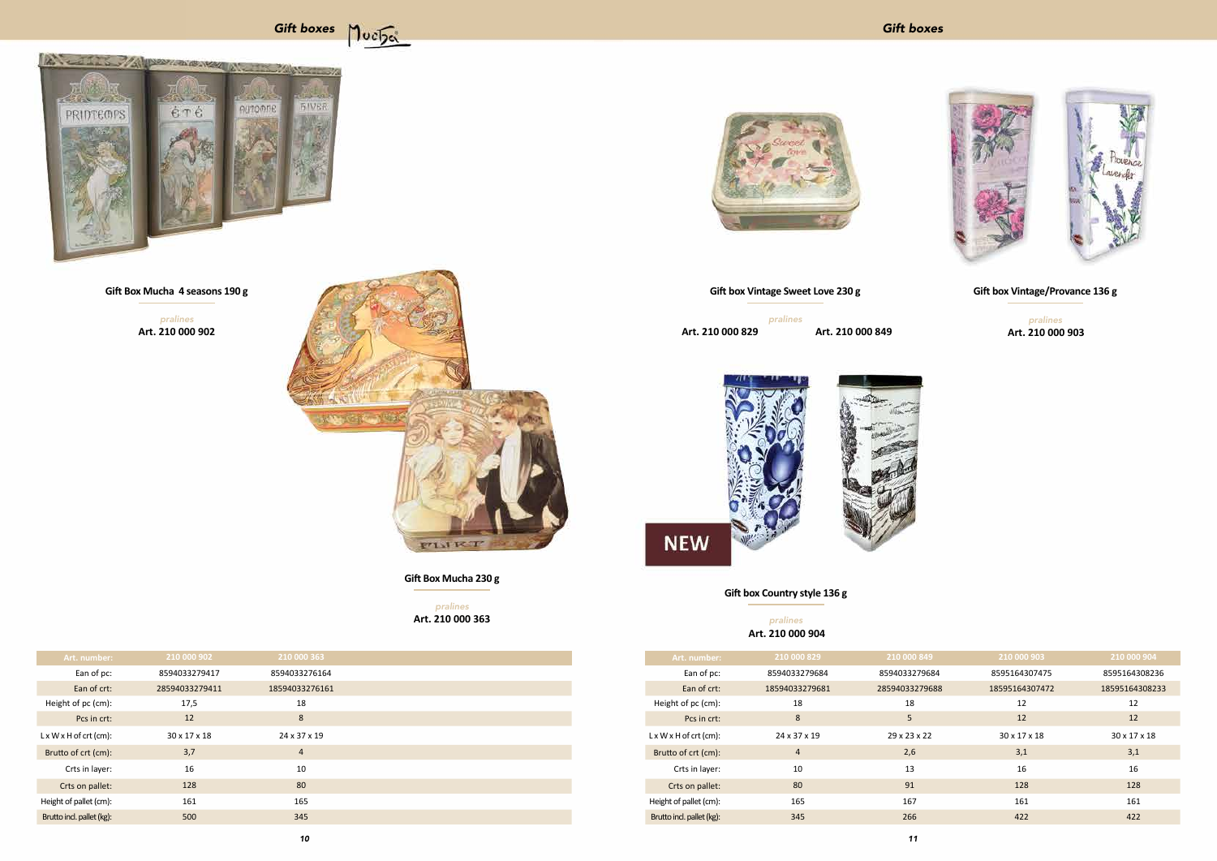## Gift boxes

### Gift Box Mucha 4 seasons 190 g

*pralines*

**Art. 210 000 902**

### Gift Box Mucha 230 g

*pralines*

**Art. 210 000 363**

| Art. number: | 210 000 902 | 210 000 363 |
|---|---|---|
| Ean of pc: | 8594033279417 | 8594033276164 |
| Ean of crt: | 28594033279411 | 18594033276161 |
| Height of pc (cm): | 17,5 | 18 |
| Pcs in crt: | 12 | 8 |
| L x W x H of crt (cm): | 30 x 17 x 18 | 24 x 37 x 19 |
| Brutto of crt (cm): | 3,7 | 4 |
| Crts in layer: | 16 | 10 |
| Crts on pallet: | 128 | 80 |
| Height of pallet (cm): | 161 | 165 |
| Brutto incl. pallet (kg): | 500 | 345 |

## Gift boxes

### Gift box Vintage Sweet Love 230 g

*pralines*

**Art. 210 000 829** **Art. 210 000 849**

### Gift box Vintage/Provance 136 g

*pralines*

**Art. 210 000 903**

NEW

### Gift box Country style 136 g

*pralines*

**Art. 210 000 904**

| Art. number: | 210 000 829 | 210 000 849 | 210 000 903 | 210 000 904 |
|---|---|---|---|---|
| Ean of pc: | 8594033279684 | 8594033279684 | 8595164307475 | 8595164308236 |
| Ean of crt: | 18594033279681 | 28594033279688 | 18595164307472 | 18595164308233 |
| Height of pc (cm): | 18 | 18 | 12 | 12 |
| Pcs in crt: | 8 | 5 | 12 | 12 |
| L x W x H of crt (cm): | 24 x 37 x 19 | 29 x 23 x 22 | 30 x 17 x 18 | 30 x 17 x 18 |
| Brutto of crt (cm): | 4 | 2,6 | 3,1 | 3,1 |
| Crts in layer: | 10 | 13 | 16 | 16 |
| Crts on pallet: | 80 | 91 | 128 | 128 |
| Height of pallet (cm): | 165 | 167 | 161 | 161 |
| Brutto incl. pallet (kg): | 345 | 266 | 422 | 422 |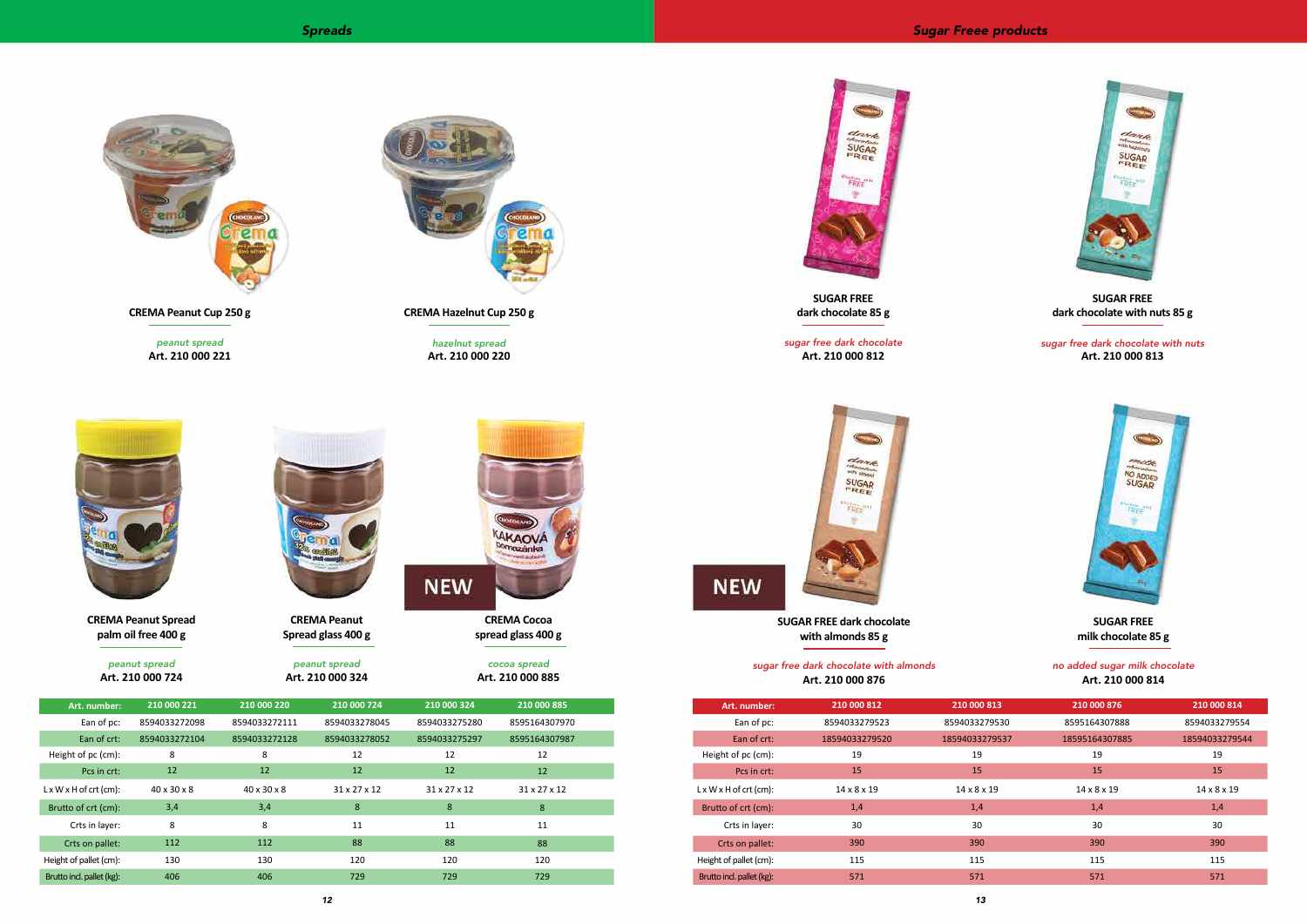## Spreads

**CREMA Peanut Cup 250 g**

*peanut spread*
**Art. 210 000 221**

**CREMA Hazelnut Cup 250 g**

*hazelnut spread*
**Art. 210 000 220**

**CREMA Peanut Spread palm oil free 400 g**

*peanut spread*
**Art. 210 000 724**

**CREMA Peanut Spread glass 400 g**

*peanut spread*
**Art. 210 000 324**

NEW

**CREMA Cocoa spread glass 400 g**

*cocoa spread*
**Art. 210 000 885**

| Art. number: | 210 000 221 | 210 000 220 | 210 000 724 | 210 000 324 | 210 000 885 |
|---|---|---|---|---|---|
| Ean of pc: | 8594033272098 | 8594033272111 | 8594033278045 | 8594033275280 | 8595164307970 |
| Ean of crt: | 8594033272104 | 8594033272128 | 8594033278052 | 8594033275297 | 8595164307987 |
| Height of pc (cm): | 8 | 8 | 12 | 12 | 12 |
| Pcs in crt: | 12 | 12 | 12 | 12 | 12 |
| L x W x H of crt (cm): | 40 x 30 x 8 | 40 x 30 x 8 | 31 x 27 x 12 | 31 x 27 x 12 | 31 x 27 x 12 |
| Brutto of crt (cm): | 3,4 | 3,4 | 8 | 8 | 8 |
| Crts in layer: | 8 | 8 | 11 | 11 | 11 |
| Crts on pallet: | 112 | 112 | 88 | 88 | 88 |
| Height of pallet (cm): | 130 | 130 | 120 | 120 | 120 |
| Brutto incl. pallet (kg): | 406 | 406 | 729 | 729 | 729 |

## Sugar Freee products

**SUGAR FREE dark chocolate 85 g**

*sugar free dark chocolate*
**Art. 210 000 812**

**SUGAR FREE dark chocolate with nuts 85 g**

*sugar free dark chocolate with nuts*
**Art. 210 000 813**

NEW

**SUGAR FREE dark chocolate with almonds 85 g**

*sugar free dark chocolate with almonds*
**Art. 210 000 876**

**SUGAR FREE milk chocolate 85 g**

*no added sugar milk chocolate*
**Art. 210 000 814**

| Art. number: | 210 000 812 | 210 000 813 | 210 000 876 | 210 000 814 |
|---|---|---|---|---|
| Ean of pc: | 8594033279523 | 8594033279530 | 8595164307888 | 8594033279554 |
| Ean of crt: | 18594033279520 | 18594033279537 | 18595164307885 | 18594033279544 |
| Height of pc (cm): | 19 | 19 | 19 | 19 |
| Pcs in crt: | 15 | 15 | 15 | 15 |
| L x W x H of crt (cm): | 14 x 8 x 19 | 14 x 8 x 19 | 14 x 8 x 19 | 14 x 8 x 19 |
| Brutto of crt (cm): | 1,4 | 1,4 | 1,4 | 1,4 |
| Crts in layer: | 30 | 30 | 30 | 30 |
| Crts on pallet: | 390 | 390 | 390 | 390 |
| Height of pallet (cm): | 115 | 115 | 115 | 115 |
| Brutto incl. pallet (kg): | 571 | 571 | 571 | 571 |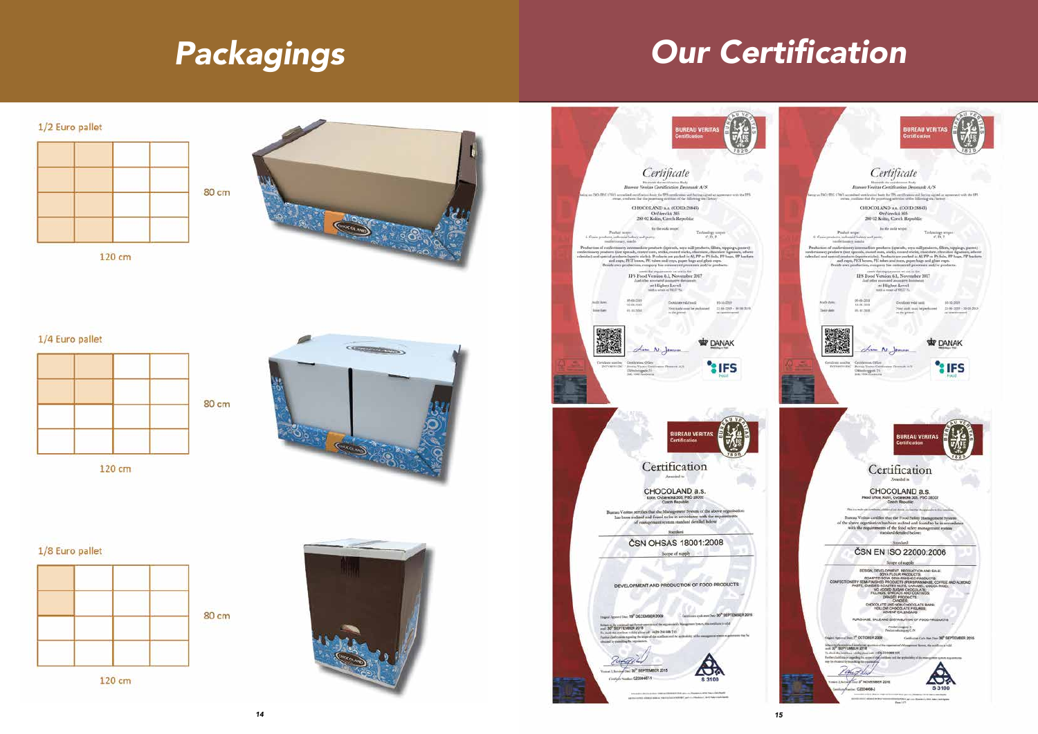# Packagings

1/2 Euro pallet

80 cm

120 cm

1/4 Euro pallet

80 cm

120 cm

1/8 Euro pallet

80 cm

120 cm

# Our Certification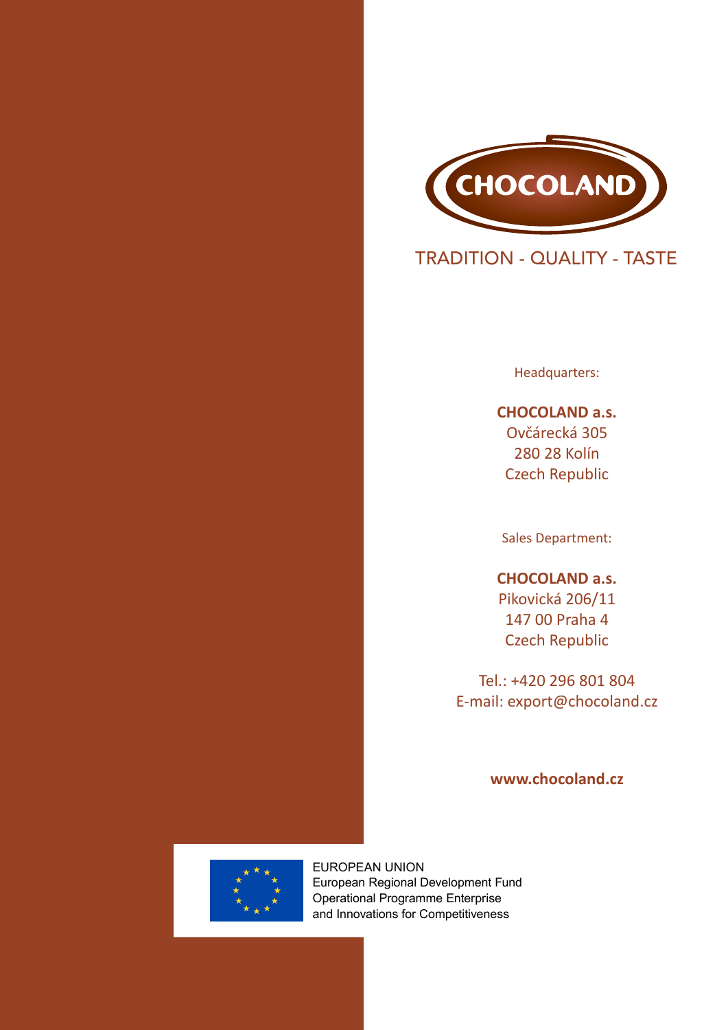CHOCOLAND

TRADITION - QUALITY - TASTE

Headquarters:

**CHOCOLAND a.s.**
Ovčárecká 305
280 28 Kolín
Czech Republic

Sales Department:

**CHOCOLAND a.s.**
Pikovická 206/11
147 00 Praha 4
Czech Republic

Tel.: +420 296 801 804
E-mail: export@chocoland.cz

**www.chocoland.cz**

EUROPEAN UNION
European Regional Development Fund
Operational Programme Enterprise
and Innovations for Competitiveness